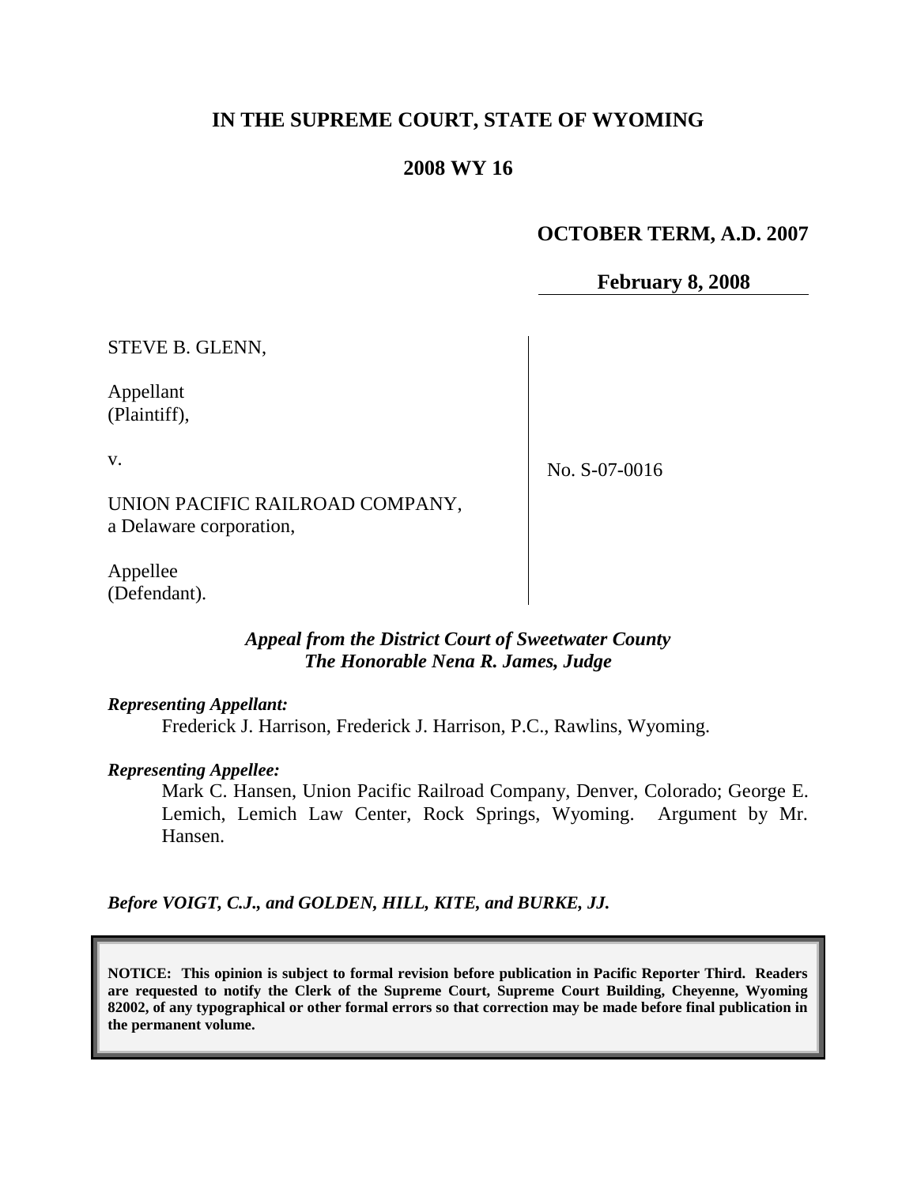# IN THE SUPREME COURT, STATE OF WYOMING

## 2008 WY 16

**OCTOBER TERM, A.D. 2007**

**February 8, 2008**

STEVE B. GLENN,

Appellant
(Plaintiff),

v.

UNION PACIFIC RAILROAD COMPANY,
a Delaware corporation,

Appellee
(Defendant).

No. S-07-0016

*Appeal from the District Court of Sweetwater County*
*The Honorable Nena R. James, Judge*

***Representing Appellant:***

Frederick J. Harrison, Frederick J. Harrison, P.C., Rawlins, Wyoming.

***Representing Appellee:***

Mark C. Hansen, Union Pacific Railroad Company, Denver, Colorado; George E. Lemich, Lemich Law Center, Rock Springs, Wyoming. Argument by Mr. Hansen.

***Before VOIGT, C.J., and GOLDEN, HILL, KITE, and BURKE, JJ.***

**NOTICE: This opinion is subject to formal revision before publication in Pacific Reporter Third. Readers are requested to notify the Clerk of the Supreme Court, Supreme Court Building, Cheyenne, Wyoming 82002, of any typographical or other formal errors so that correction may be made before final publication in the permanent volume.**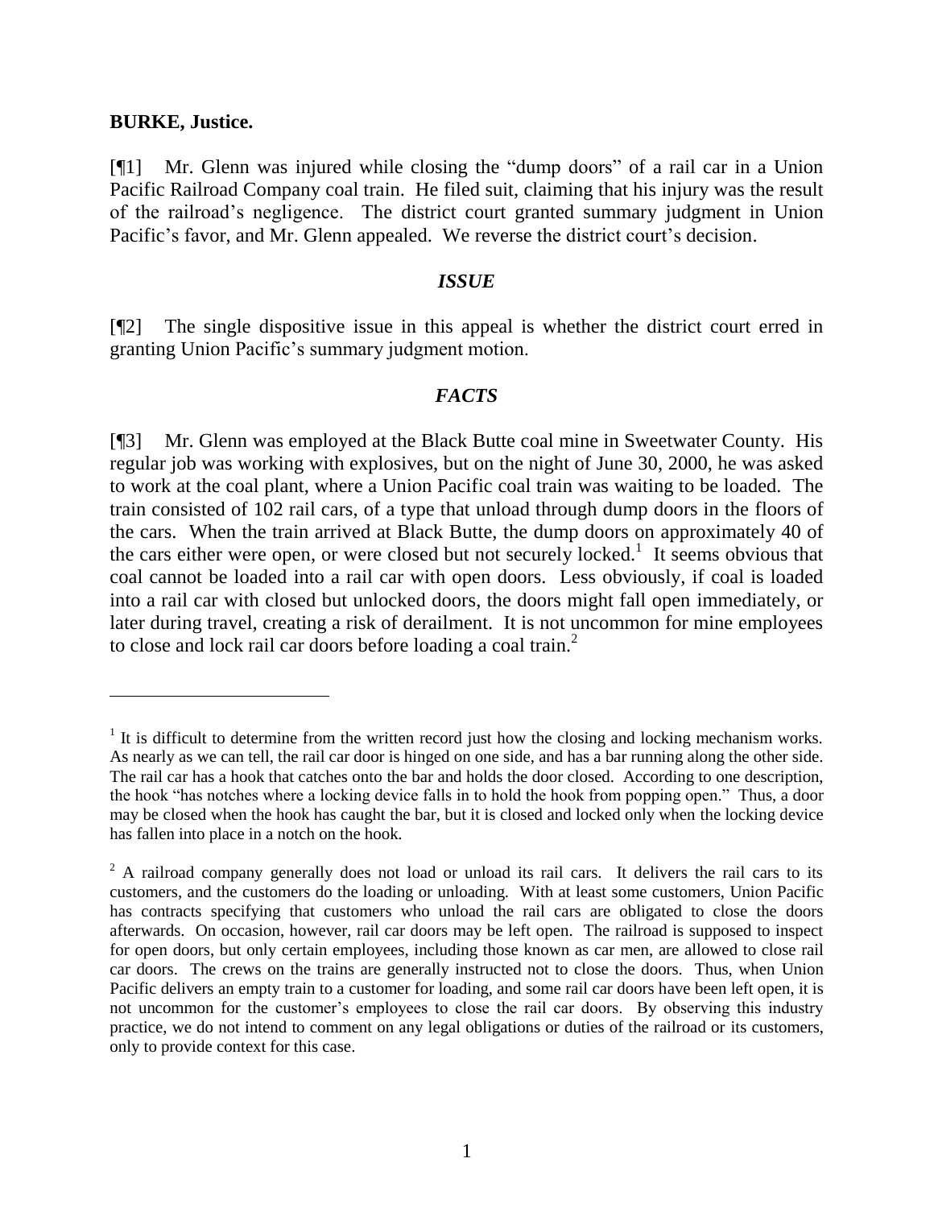**BURKE, Justice.**

[¶1] Mr. Glenn was injured while closing the "dump doors" of a rail car in a Union Pacific Railroad Company coal train. He filed suit, claiming that his injury was the result of the railroad's negligence. The district court granted summary judgment in Union Pacific's favor, and Mr. Glenn appealed. We reverse the district court's decision.

### *ISSUE*

[¶2] The single dispositive issue in this appeal is whether the district court erred in granting Union Pacific's summary judgment motion.

### *FACTS*

[¶3] Mr. Glenn was employed at the Black Butte coal mine in Sweetwater County. His regular job was working with explosives, but on the night of June 30, 2000, he was asked to work at the coal plant, where a Union Pacific coal train was waiting to be loaded. The train consisted of 102 rail cars, of a type that unload through dump doors in the floors of the cars. When the train arrived at Black Butte, the dump doors on approximately 40 of the cars either were open, or were closed but not securely locked.[1] It seems obvious that coal cannot be loaded into a rail car with open doors. Less obviously, if coal is loaded into a rail car with closed but unlocked doors, the doors might fall open immediately, or later during travel, creating a risk of derailment. It is not uncommon for mine employees to close and lock rail car doors before loading a coal train.[2]

---

[1] It is difficult to determine from the written record just how the closing and locking mechanism works. As nearly as we can tell, the rail car door is hinged on one side, and has a bar running along the other side. The rail car has a hook that catches onto the bar and holds the door closed. According to one description, the hook "has notches where a locking device falls in to hold the hook from popping open." Thus, a door may be closed when the hook has caught the bar, but it is closed and locked only when the locking device has fallen into place in a notch on the hook.

[2] A railroad company generally does not load or unload its rail cars. It delivers the rail cars to its customers, and the customers do the loading or unloading. With at least some customers, Union Pacific has contracts specifying that customers who unload the rail cars are obligated to close the doors afterwards. On occasion, however, rail car doors may be left open. The railroad is supposed to inspect for open doors, but only certain employees, including those known as car men, are allowed to close rail car doors. The crews on the trains are generally instructed not to close the doors. Thus, when Union Pacific delivers an empty train to a customer for loading, and some rail car doors have been left open, it is not uncommon for the customer's employees to close the rail car doors. By observing this industry practice, we do not intend to comment on any legal obligations or duties of the railroad or its customers, only to provide context for this case.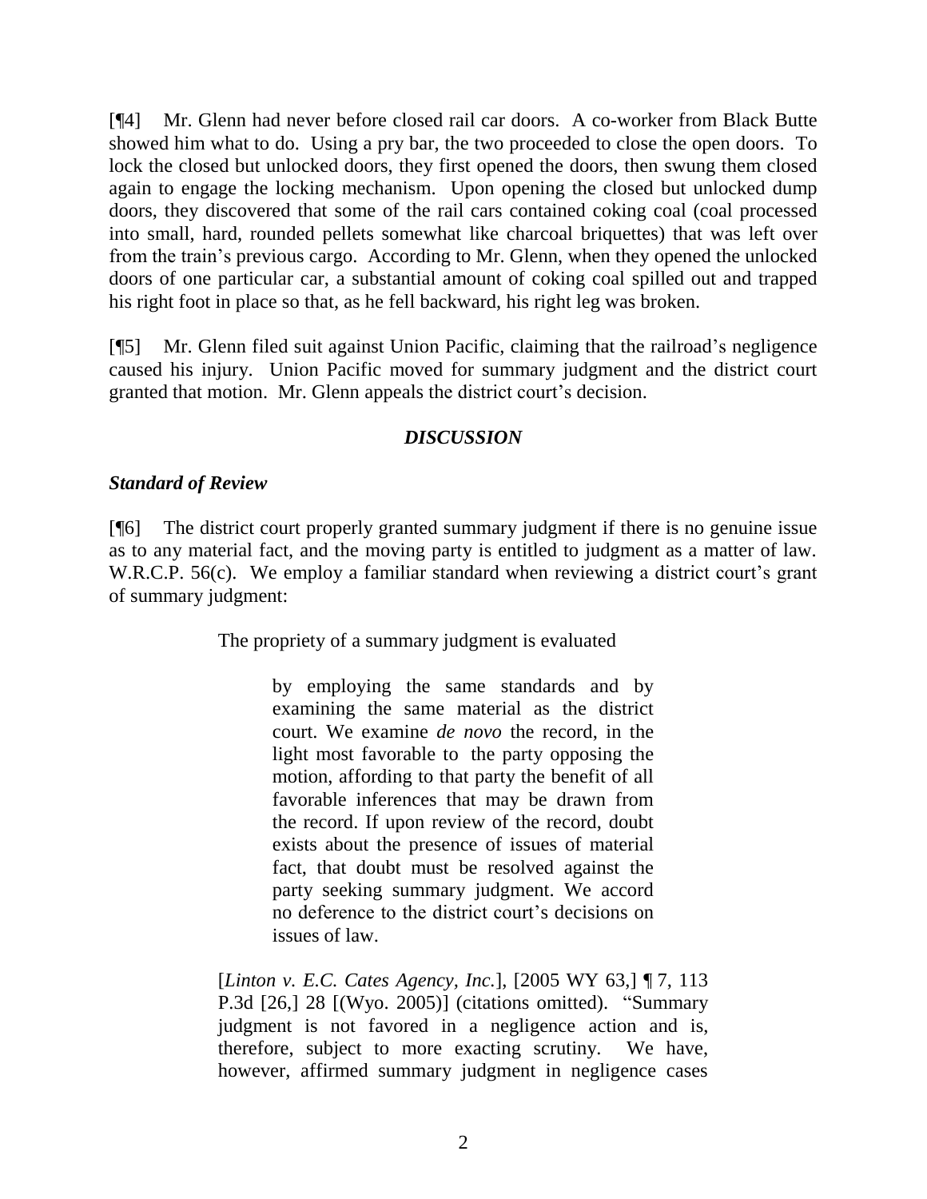[¶4] Mr. Glenn had never before closed rail car doors. A co-worker from Black Butte showed him what to do. Using a pry bar, the two proceeded to close the open doors. To lock the closed but unlocked doors, they first opened the doors, then swung them closed again to engage the locking mechanism. Upon opening the closed but unlocked dump doors, they discovered that some of the rail cars contained coking coal (coal processed into small, hard, rounded pellets somewhat like charcoal briquettes) that was left over from the train's previous cargo. According to Mr. Glenn, when they opened the unlocked doors of one particular car, a substantial amount of coking coal spilled out and trapped his right foot in place so that, as he fell backward, his right leg was broken.

[¶5] Mr. Glenn filed suit against Union Pacific, claiming that the railroad's negligence caused his injury. Union Pacific moved for summary judgment and the district court granted that motion. Mr. Glenn appeals the district court's decision.

## *DISCUSSION*

### *Standard of Review*

[¶6] The district court properly granted summary judgment if there is no genuine issue as to any material fact, and the moving party is entitled to judgment as a matter of law. W.R.C.P. 56(c). We employ a familiar standard when reviewing a district court's grant of summary judgment:

> The propriety of a summary judgment is evaluated
>
> > by employing the same standards and by examining the same material as the district court. We examine *de novo* the record, in the light most favorable to the party opposing the motion, affording to that party the benefit of all favorable inferences that may be drawn from the record. If upon review of the record, doubt exists about the presence of issues of material fact, that doubt must be resolved against the party seeking summary judgment. We accord no deference to the district court's decisions on issues of law.
>
> [*Linton v. E.C. Cates Agency, Inc.*], [2005 WY 63,] ¶ 7, 113 P.3d [26,] 28 [(Wyo. 2005)] (citations omitted). "Summary judgment is not favored in a negligence action and is, therefore, subject to more exacting scrutiny. We have, however, affirmed summary judgment in negligence cases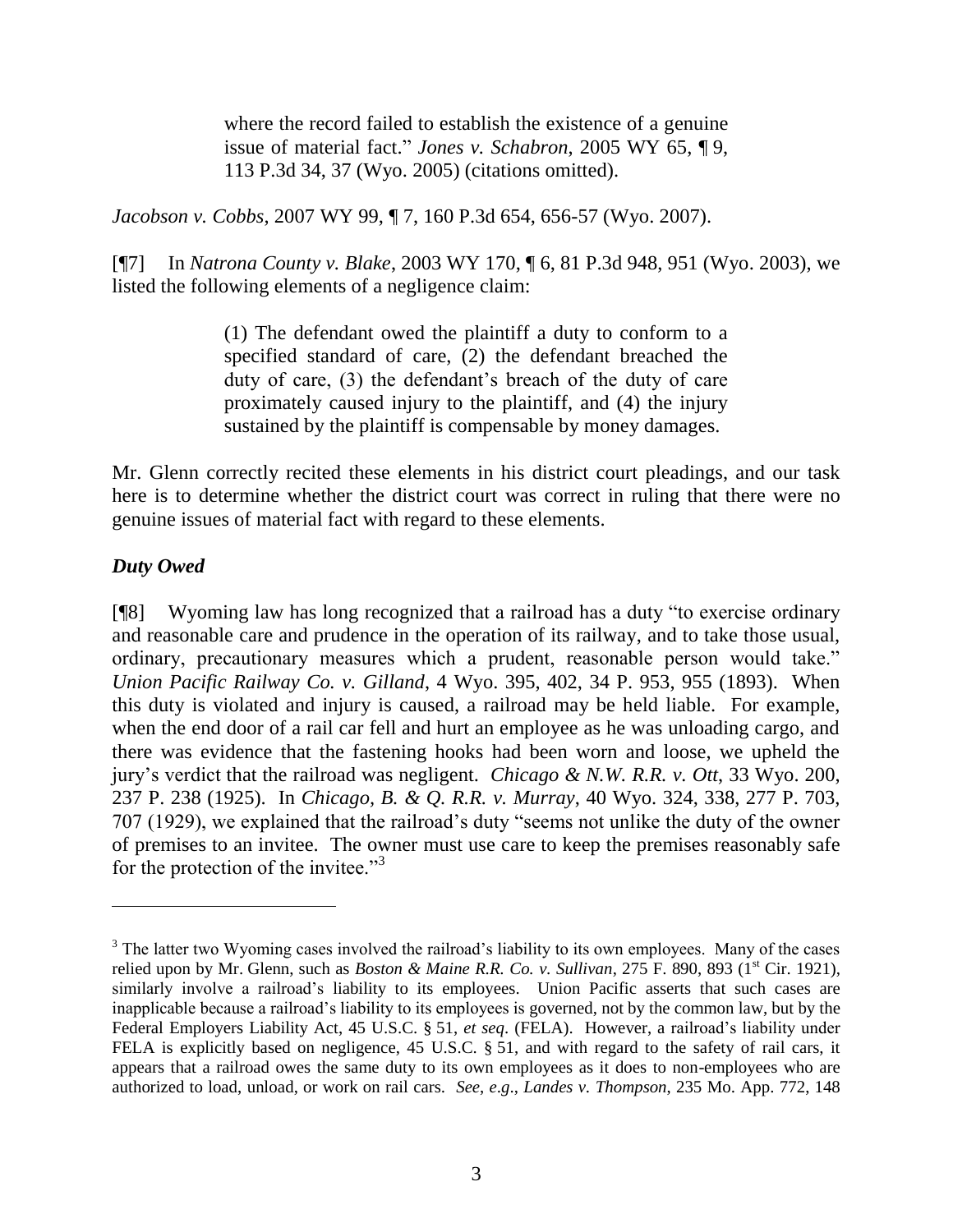> where the record failed to establish the existence of a genuine issue of material fact." *Jones v. Schabron*, 2005 WY 65, ¶ 9, 113 P.3d 34, 37 (Wyo. 2005) (citations omitted).

*Jacobson v. Cobbs*, 2007 WY 99, ¶ 7, 160 P.3d 654, 656-57 (Wyo. 2007).

[¶7] In *Natrona County v. Blake*, 2003 WY 170, ¶ 6, 81 P.3d 948, 951 (Wyo. 2003), we listed the following elements of a negligence claim:

> (1) The defendant owed the plaintiff a duty to conform to a specified standard of care, (2) the defendant breached the duty of care, (3) the defendant's breach of the duty of care proximately caused injury to the plaintiff, and (4) the injury sustained by the plaintiff is compensable by money damages.

Mr. Glenn correctly recited these elements in his district court pleadings, and our task here is to determine whether the district court was correct in ruling that there were no genuine issues of material fact with regard to these elements.

### *Duty Owed*

[¶8] Wyoming law has long recognized that a railroad has a duty "to exercise ordinary and reasonable care and prudence in the operation of its railway, and to take those usual, ordinary, precautionary measures which a prudent, reasonable person would take." *Union Pacific Railway Co. v. Gilland*, 4 Wyo. 395, 402, 34 P. 953, 955 (1893). When this duty is violated and injury is caused, a railroad may be held liable. For example, when the end door of a rail car fell and hurt an employee as he was unloading cargo, and there was evidence that the fastening hooks had been worn and loose, we upheld the jury's verdict that the railroad was negligent. *Chicago & N.W. R.R. v. Ott*, 33 Wyo. 200, 237 P. 238 (1925). In *Chicago, B. & Q. R.R. v. Murray*, 40 Wyo. 324, 338, 277 P. 703, 707 (1929), we explained that the railroad's duty "seems not unlike the duty of the owner of premises to an invitee. The owner must use care to keep the premises reasonably safe for the protection of the invitee."[3]

---

[3] The latter two Wyoming cases involved the railroad's liability to its own employees. Many of the cases relied upon by Mr. Glenn, such as *Boston & Maine R.R. Co. v. Sullivan*, 275 F. 890, 893 (1st Cir. 1921), similarly involve a railroad's liability to its employees. Union Pacific asserts that such cases are inapplicable because a railroad's liability to its employees is governed, not by the common law, but by the Federal Employers Liability Act, 45 U.S.C. § 51, *et seq*. (FELA). However, a railroad's liability under FELA is explicitly based on negligence, 45 U.S.C. § 51, and with regard to the safety of rail cars, it appears that a railroad owes the same duty to its own employees as it does to non-employees who are authorized to load, unload, or work on rail cars. *See*, *e.g*., *Landes v. Thompson*, 235 Mo. App. 772, 148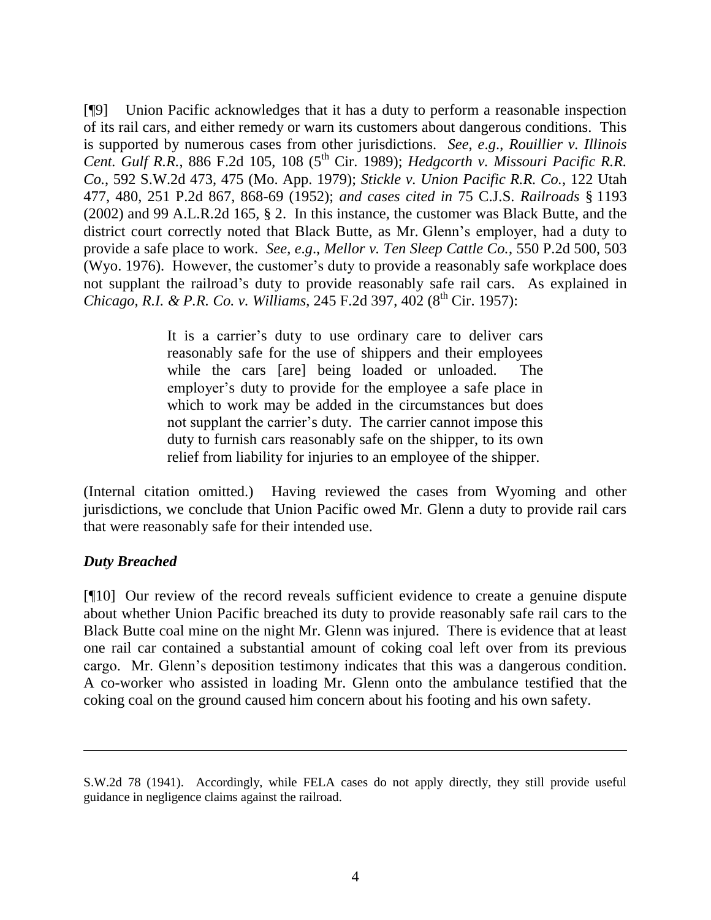[¶9] Union Pacific acknowledges that it has a duty to perform a reasonable inspection of its rail cars, and either remedy or warn its customers about dangerous conditions. This is supported by numerous cases from other jurisdictions. *See, e.g.*, *Rouillier v. Illinois Cent. Gulf R.R.*, 886 F.2d 105, 108 (5th Cir. 1989); *Hedgcorth v. Missouri Pacific R.R. Co.*, 592 S.W.2d 473, 475 (Mo. App. 1979); *Stickle v. Union Pacific R.R. Co.*, 122 Utah 477, 480, 251 P.2d 867, 868-69 (1952); *and cases cited in* 75 C.J.S. *Railroads* § 1193 (2002) and 99 A.L.R.2d 165, § 2. In this instance, the customer was Black Butte, and the district court correctly noted that Black Butte, as Mr. Glenn's employer, had a duty to provide a safe place to work. *See, e.g.*, *Mellor v. Ten Sleep Cattle Co.*, 550 P.2d 500, 503 (Wyo. 1976). However, the customer's duty to provide a reasonably safe workplace does not supplant the railroad's duty to provide reasonably safe rail cars. As explained in *Chicago, R.I. & P.R. Co. v. Williams*, 245 F.2d 397, 402 (8th Cir. 1957):

> It is a carrier's duty to use ordinary care to deliver cars reasonably safe for the use of shippers and their employees while the cars [are] being loaded or unloaded. The employer's duty to provide for the employee a safe place in which to work may be added in the circumstances but does not supplant the carrier's duty. The carrier cannot impose this duty to furnish cars reasonably safe on the shipper, to its own relief from liability for injuries to an employee of the shipper.

(Internal citation omitted.) Having reviewed the cases from Wyoming and other jurisdictions, we conclude that Union Pacific owed Mr. Glenn a duty to provide rail cars that were reasonably safe for their intended use.

### *Duty Breached*

[¶10] Our review of the record reveals sufficient evidence to create a genuine dispute about whether Union Pacific breached its duty to provide reasonably safe rail cars to the Black Butte coal mine on the night Mr. Glenn was injured. There is evidence that at least one rail car contained a substantial amount of coking coal left over from its previous cargo. Mr. Glenn's deposition testimony indicates that this was a dangerous condition. A co-worker who assisted in loading Mr. Glenn onto the ambulance testified that the coking coal on the ground caused him concern about his footing and his own safety.

---

S.W.2d 78 (1941). Accordingly, while FELA cases do not apply directly, they still provide useful guidance in negligence claims against the railroad.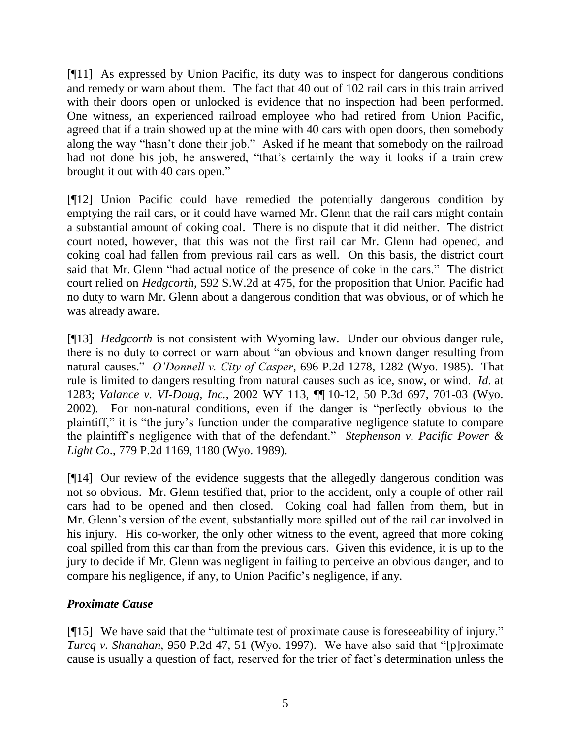[¶11] As expressed by Union Pacific, its duty was to inspect for dangerous conditions and remedy or warn about them. The fact that 40 out of 102 rail cars in this train arrived with their doors open or unlocked is evidence that no inspection had been performed. One witness, an experienced railroad employee who had retired from Union Pacific, agreed that if a train showed up at the mine with 40 cars with open doors, then somebody along the way "hasn't done their job." Asked if he meant that somebody on the railroad had not done his job, he answered, "that's certainly the way it looks if a train crew brought it out with 40 cars open."

[¶12] Union Pacific could have remedied the potentially dangerous condition by emptying the rail cars, or it could have warned Mr. Glenn that the rail cars might contain a substantial amount of coking coal. There is no dispute that it did neither. The district court noted, however, that this was not the first rail car Mr. Glenn had opened, and coking coal had fallen from previous rail cars as well. On this basis, the district court said that Mr. Glenn "had actual notice of the presence of coke in the cars." The district court relied on *Hedgcorth*, 592 S.W.2d at 475, for the proposition that Union Pacific had no duty to warn Mr. Glenn about a dangerous condition that was obvious, or of which he was already aware.

[¶13] *Hedgcorth* is not consistent with Wyoming law. Under our obvious danger rule, there is no duty to correct or warn about "an obvious and known danger resulting from natural causes." *O'Donnell v. City of Casper*, 696 P.2d 1278, 1282 (Wyo. 1985). That rule is limited to dangers resulting from natural causes such as ice, snow, or wind. *Id*. at 1283; *Valance v. VI-Doug, Inc.*, 2002 WY 113, ¶¶ 10-12, 50 P.3d 697, 701-03 (Wyo. 2002). For non-natural conditions, even if the danger is "perfectly obvious to the plaintiff," it is "the jury's function under the comparative negligence statute to compare the plaintiff's negligence with that of the defendant." *Stephenson v. Pacific Power & Light Co*., 779 P.2d 1169, 1180 (Wyo. 1989).

[¶14] Our review of the evidence suggests that the allegedly dangerous condition was not so obvious. Mr. Glenn testified that, prior to the accident, only a couple of other rail cars had to be opened and then closed. Coking coal had fallen from them, but in Mr. Glenn's version of the event, substantially more spilled out of the rail car involved in his injury. His co-worker, the only other witness to the event, agreed that more coking coal spilled from this car than from the previous cars. Given this evidence, it is up to the jury to decide if Mr. Glenn was negligent in failing to perceive an obvious danger, and to compare his negligence, if any, to Union Pacific's negligence, if any.

### *Proximate Cause*

[¶15] We have said that the "ultimate test of proximate cause is foreseeability of injury." *Turcq v. Shanahan*, 950 P.2d 47, 51 (Wyo. 1997). We have also said that "[p]roximate cause is usually a question of fact, reserved for the trier of fact's determination unless the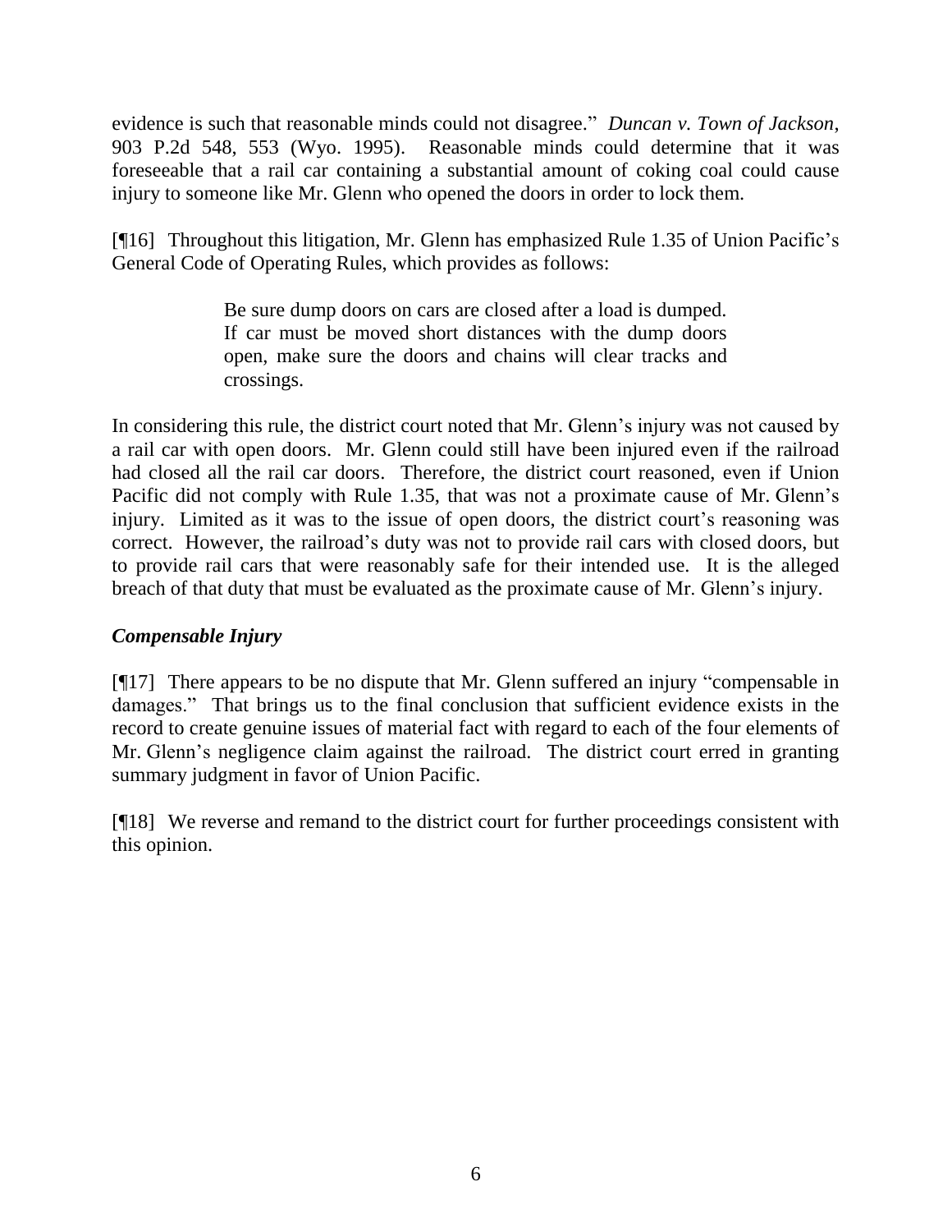evidence is such that reasonable minds could not disagree." *Duncan v. Town of Jackson*, 903 P.2d 548, 553 (Wyo. 1995). Reasonable minds could determine that it was foreseeable that a rail car containing a substantial amount of coking coal could cause injury to someone like Mr. Glenn who opened the doors in order to lock them.

[¶16] Throughout this litigation, Mr. Glenn has emphasized Rule 1.35 of Union Pacific's General Code of Operating Rules, which provides as follows:

> Be sure dump doors on cars are closed after a load is dumped. If car must be moved short distances with the dump doors open, make sure the doors and chains will clear tracks and crossings.

In considering this rule, the district court noted that Mr. Glenn's injury was not caused by a rail car with open doors. Mr. Glenn could still have been injured even if the railroad had closed all the rail car doors. Therefore, the district court reasoned, even if Union Pacific did not comply with Rule 1.35, that was not a proximate cause of Mr. Glenn's injury. Limited as it was to the issue of open doors, the district court's reasoning was correct. However, the railroad's duty was not to provide rail cars with closed doors, but to provide rail cars that were reasonably safe for their intended use. It is the alleged breach of that duty that must be evaluated as the proximate cause of Mr. Glenn's injury.

***Compensable Injury***

[¶17] There appears to be no dispute that Mr. Glenn suffered an injury "compensable in damages." That brings us to the final conclusion that sufficient evidence exists in the record to create genuine issues of material fact with regard to each of the four elements of Mr. Glenn's negligence claim against the railroad. The district court erred in granting summary judgment in favor of Union Pacific.

[¶18] We reverse and remand to the district court for further proceedings consistent with this opinion.